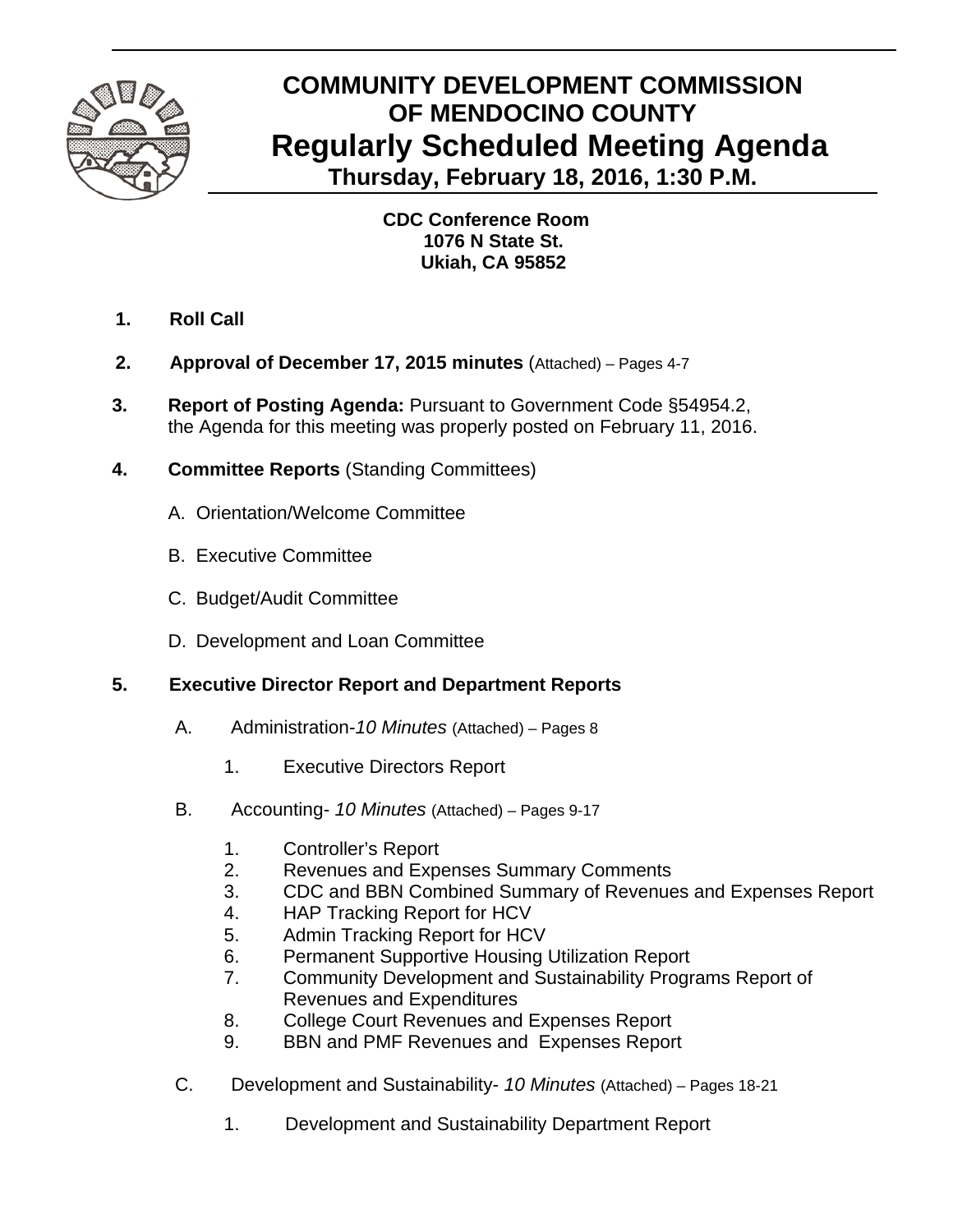# COMMUNITY DEVELOPMENT COMMISSION OF MENDOCINO COUNTY

## Regularly Scheduled Meeting Agenda

### Thursday, February 18, 2016, 1:30 P.M.

**CDC Conference Room**
**1076 N State St.**
**Ukiah, CA 95852**

1. **Roll Call**

2. **Approval of December 17, 2015 minutes** (Attached) – Pages 4-7

3. **Report of Posting Agenda:** Pursuant to Government Code §54954.2, the Agenda for this meeting was properly posted on February 11, 2016.

4. **Committee Reports** (Standing Committees)

   A. Orientation/Welcome Committee

   B. Executive Committee

   C. Budget/Audit Committee

   D. Development and Loan Committee

5. **Executive Director Report and Department Reports**

   A. Administration-*10 Minutes* (Attached) – Pages 8

      1. Executive Directors Report

   B. Accounting- *10 Minutes* (Attached) – Pages 9-17

      1. Controller's Report
      2. Revenues and Expenses Summary Comments
      3. CDC and BBN Combined Summary of Revenues and Expenses Report
      4. HAP Tracking Report for HCV
      5. Admin Tracking Report for HCV
      6. Permanent Supportive Housing Utilization Report
      7. Community Development and Sustainability Programs Report of Revenues and Expenditures
      8. College Court Revenues and Expenses Report
      9. BBN and PMF Revenues and Expenses Report

   C. Development and Sustainability- *10 Minutes* (Attached) – Pages 18-21

      1. Development and Sustainability Department Report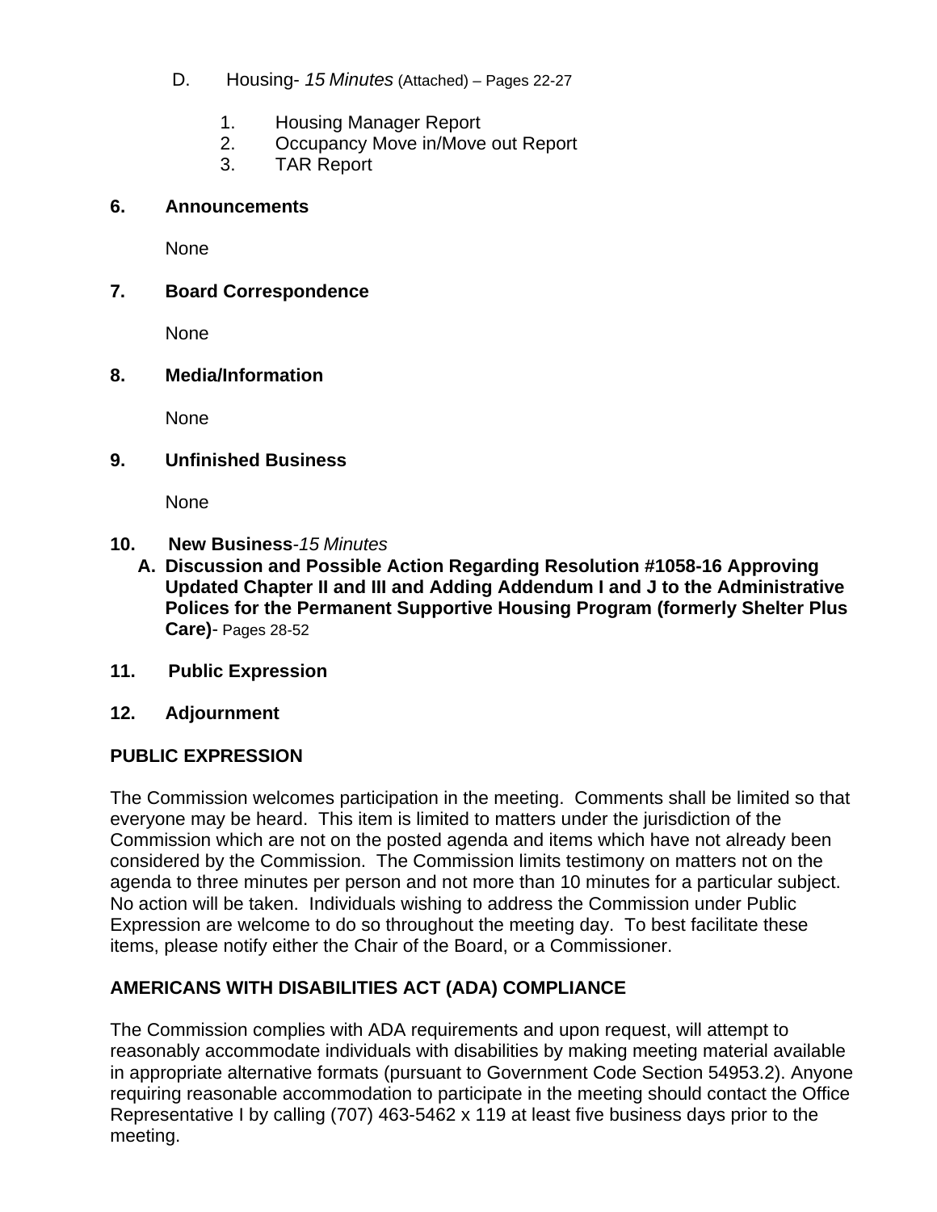D. Housing- *15 Minutes* (Attached) – Pages 22-27

1. Housing Manager Report
2. Occupancy Move in/Move out Report
3. TAR Report

**6. Announcements**

None

**7. Board Correspondence**

None

**8. Media/Information**

None

**9. Unfinished Business**

None

**10. New Business**-*15 Minutes*

**A. Discussion and Possible Action Regarding Resolution #1058-16 Approving Updated Chapter II and III and Adding Addendum I and J to the Administrative Polices for the Permanent Supportive Housing Program (formerly Shelter Plus Care)**- Pages 28-52

**11. Public Expression**

**12. Adjournment**

## PUBLIC EXPRESSION

The Commission welcomes participation in the meeting. Comments shall be limited so that everyone may be heard. This item is limited to matters under the jurisdiction of the Commission which are not on the posted agenda and items which have not already been considered by the Commission. The Commission limits testimony on matters not on the agenda to three minutes per person and not more than 10 minutes for a particular subject. No action will be taken. Individuals wishing to address the Commission under Public Expression are welcome to do so throughout the meeting day. To best facilitate these items, please notify either the Chair of the Board, or a Commissioner.

## AMERICANS WITH DISABILITIES ACT (ADA) COMPLIANCE

The Commission complies with ADA requirements and upon request, will attempt to reasonably accommodate individuals with disabilities by making meeting material available in appropriate alternative formats (pursuant to Government Code Section 54953.2). Anyone requiring reasonable accommodation to participate in the meeting should contact the Office Representative I by calling (707) 463-5462 x 119 at least five business days prior to the meeting.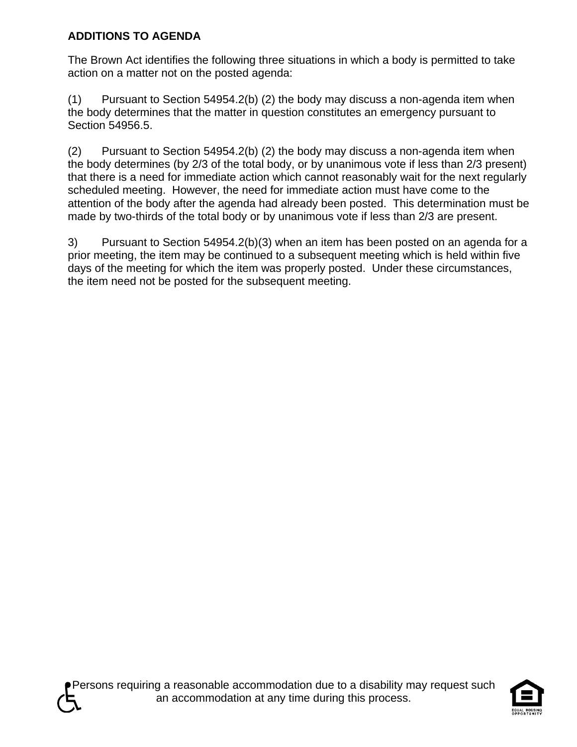**ADDITIONS TO AGENDA**

The Brown Act identifies the following three situations in which a body is permitted to take action on a matter not on the posted agenda:

(1) Pursuant to Section 54954.2(b) (2) the body may discuss a non-agenda item when the body determines that the matter in question constitutes an emergency pursuant to Section 54956.5.

(2) Pursuant to Section 54954.2(b) (2) the body may discuss a non-agenda item when the body determines (by 2/3 of the total body, or by unanimous vote if less than 2/3 present) that there is a need for immediate action which cannot reasonably wait for the next regularly scheduled meeting. However, the need for immediate action must have come to the attention of the body after the agenda had already been posted. This determination must be made by two-thirds of the total body or by unanimous vote if less than 2/3 are present.

3) Pursuant to Section 54954.2(b)(3) when an item has been posted on an agenda for a prior meeting, the item may be continued to a subsequent meeting which is held within five days of the meeting for which the item was properly posted. Under these circumstances, the item need not be posted for the subsequent meeting.

Persons requiring a reasonable accommodation due to a disability may request such an accommodation at any time during this process.

EQUAL HOUSING OPPORTUNITY